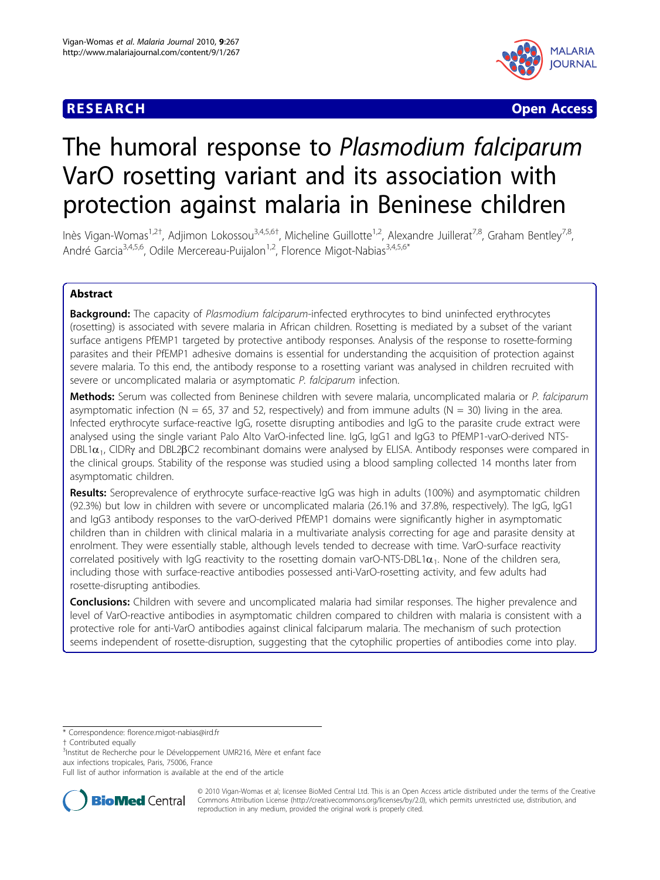RESEARCH Open Access

# The humoral response to *Plasmodium falciparum* VarO rosetting variant and its association with protection against malaria in Beninese children

Inès Vigan-Womas[1,2†], Adjimon Lokossou[3,4,5,6†], Micheline Guillotte[1,2], Alexandre Juillerat[7,8], Graham Bentley[7,8], André Garcia[3,4,5,6], Odile Mercereau-Puijalon[1,2], Florence Migot-Nabias[3,4,5,6*]

## Abstract

**Background:** The capacity of *Plasmodium falciparum*-infected erythrocytes to bind uninfected erythrocytes (rosetting) is associated with severe malaria in African children. Rosetting is mediated by a subset of the variant surface antigens PfEMP1 targeted by protective antibody responses. Analysis of the response to rosette-forming parasites and their PfEMP1 adhesive domains is essential for understanding the acquisition of protection against severe malaria. To this end, the antibody response to a rosetting variant was analysed in children recruited with severe or uncomplicated malaria or asymptomatic *P. falciparum* infection.

**Methods:** Serum was collected from Beninese children with severe malaria, uncomplicated malaria or *P. falciparum* asymptomatic infection (N = 65, 37 and 52, respectively) and from immune adults (N = 30) living in the area. Infected erythrocyte surface-reactive IgG, rosette disrupting antibodies and IgG to the parasite crude extract were analysed using the single variant Palo Alto VarO-infected line. IgG, IgG1 and IgG3 to PfEMP1-varO-derived NTS-DBL1$\alpha_1$, CIDR$\gamma$ and DBL2$\beta$C2 recombinant domains were analysed by ELISA. Antibody responses were compared in the clinical groups. Stability of the response was studied using a blood sampling collected 14 months later from asymptomatic children.

**Results:** Seroprevalence of erythrocyte surface-reactive IgG was high in adults (100%) and asymptomatic children (92.3%) but low in children with severe or uncomplicated malaria (26.1% and 37.8%, respectively). The IgG, IgG1 and IgG3 antibody responses to the varO-derived PfEMP1 domains were significantly higher in asymptomatic children than in children with clinical malaria in a multivariate analysis correcting for age and parasite density at enrolment. They were essentially stable, although levels tended to decrease with time. VarO-surface reactivity correlated positively with IgG reactivity to the rosetting domain varO-NTS-DBL1$\alpha_1$. None of the children sera, including those with surface-reactive antibodies possessed anti-VarO-rosetting activity, and few adults had rosette-disrupting antibodies.

**Conclusions:** Children with severe and uncomplicated malaria had similar responses. The higher prevalence and level of VarO-reactive antibodies in asymptomatic children compared to children with malaria is consistent with a protective role for anti-VarO antibodies against clinical falciparum malaria. The mechanism of such protection seems independent of rosette-disruption, suggesting that the cytophilic properties of antibodies come into play.

\* Correspondence: florence.migot-nabias@ird.fr
† Contributed equally
[3]Institut de Recherche pour le Développement UMR216, Mère et enfant face aux infections tropicales, Paris, 75006, France
Full list of author information is available at the end of the article

© 2010 Vigan-Womas et al; licensee BioMed Central Ltd. This is an Open Access article distributed under the terms of the Creative Commons Attribution License (http://creativecommons.org/licenses/by/2.0), which permits unrestricted use, distribution, and reproduction in any medium, provided the original work is properly cited.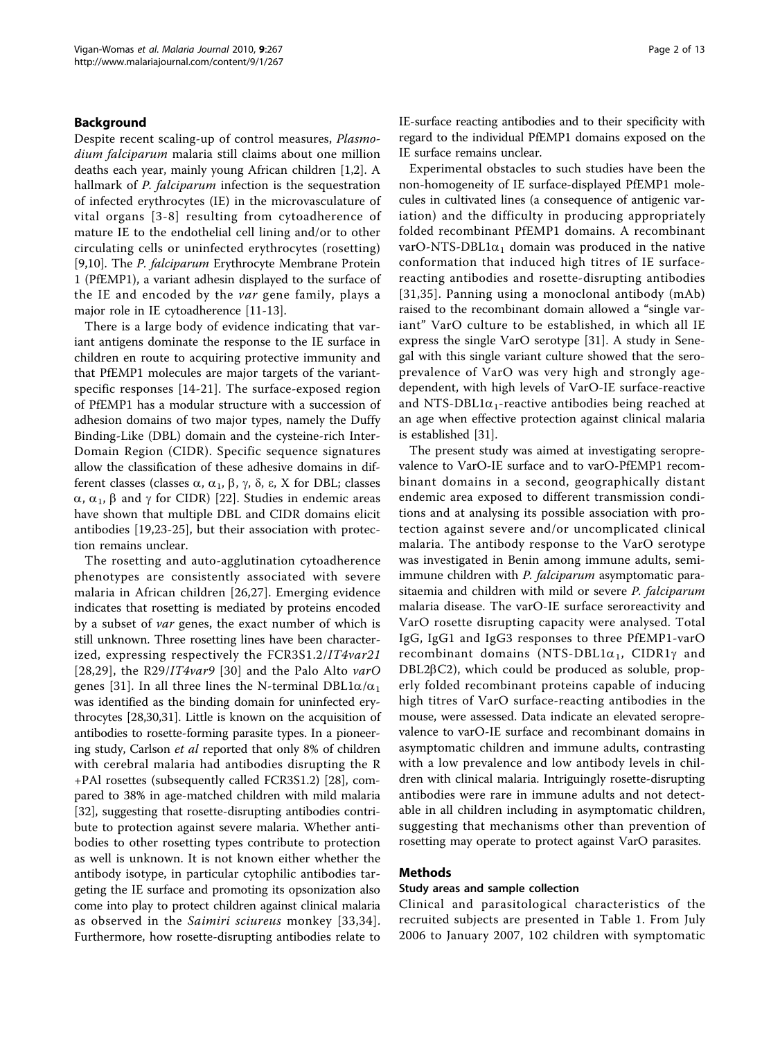## Background

Despite recent scaling-up of control measures, *Plasmodium falciparum* malaria still claims about one million deaths each year, mainly young African children [1,2]. A hallmark of *P. falciparum* infection is the sequestration of infected erythrocytes (IE) in the microvasculature of vital organs [3-8] resulting from cytoadherence of mature IE to the endothelial cell lining and/or to other circulating cells or uninfected erythrocytes (rosetting) [9,10]. The *P. falciparum* Erythrocyte Membrane Protein 1 (PfEMP1), a variant adhesin displayed to the surface of the IE and encoded by the *var* gene family, plays a major role in IE cytoadherence [11-13].

There is a large body of evidence indicating that variant antigens dominate the response to the IE surface in children en route to acquiring protective immunity and that PfEMP1 molecules are major targets of the variant-specific responses [14-21]. The surface-exposed region of PfEMP1 has a modular structure with a succession of adhesion domains of two major types, namely the Duffy Binding-Like (DBL) domain and the cysteine-rich Inter-Domain Region (CIDR). Specific sequence signatures allow the classification of these adhesive domains in different classes (classes $\alpha$, $\alpha_1$, $\beta$, $\gamma$, $\delta$, $\varepsilon$, X for DBL; classes $\alpha$, $\alpha_1$, $\beta$ and $\gamma$ for CIDR) [22]. Studies in endemic areas have shown that multiple DBL and CIDR domains elicit antibodies [19,23-25], but their association with protection remains unclear.

The rosetting and auto-agglutination cytoadherence phenotypes are consistently associated with severe malaria in African children [26,27]. Emerging evidence indicates that rosetting is mediated by proteins encoded by a subset of *var* genes, the exact number of which is still unknown. Three rosetting lines have been characterized, expressing respectively the FCR3S1.2/*IT4var21* [28,29], the R29/*IT4var9* [30] and the Palo Alto *varO* genes [31]. In all three lines the N-terminal DBL1$\alpha$/$\alpha_1$ was identified as the binding domain for uninfected erythrocytes [28,30,31]. Little is known on the acquisition of antibodies to rosette-forming parasite types. In a pioneering study, Carlson *et al* reported that only 8% of children with cerebral malaria had antibodies disrupting the R+PAl rosettes (subsequently called FCR3S1.2) [28], compared to 38% in age-matched children with mild malaria [32], suggesting that rosette-disrupting antibodies contribute to protection against severe malaria. Whether antibodies to other rosetting types contribute to protection as well is unknown. It is not known either whether the antibody isotype, in particular cytophilic antibodies targeting the IE surface and promoting its opsonization also come into play to protect children against clinical malaria as observed in the *Saimiri sciureus* monkey [33,34]. Furthermore, how rosette-disrupting antibodies relate to IE-surface reacting antibodies and to their specificity with regard to the individual PfEMP1 domains exposed on the IE surface remains unclear.

Experimental obstacles to such studies have been the non-homogeneity of IE surface-displayed PfEMP1 molecules in cultivated lines (a consequence of antigenic variation) and the difficulty in producing appropriately folded recombinant PfEMP1 domains. A recombinant varO-NTS-DBL1$\alpha_1$ domain was produced in the native conformation that induced high titres of IE surface-reacting antibodies and rosette-disrupting antibodies [31,35]. Panning using a monoclonal antibody (mAb) raised to the recombinant domain allowed a "single variant" VarO culture to be established, in which all IE express the single VarO serotype [31]. A study in Senegal with this single variant culture showed that the seroprevalence of VarO was very high and strongly age-dependent, with high levels of VarO-IE surface-reactive and NTS-DBL1$\alpha_1$-reactive antibodies being reached at an age when effective protection against clinical malaria is established [31].

The present study was aimed at investigating seroprevalence to VarO-IE surface and to varO-PfEMP1 recombinant domains in a second, geographically distant endemic area exposed to different transmission conditions and at analysing its possible association with protection against severe and/or uncomplicated clinical malaria. The antibody response to the VarO serotype was investigated in Benin among immune adults, semi-immune children with *P. falciparum* asymptomatic parasitaemia and children with mild or severe *P. falciparum* malaria disease. The varO-IE surface seroreactivity and VarO rosette disrupting capacity were analysed. Total IgG, IgG1 and IgG3 responses to three PfEMP1-varO recombinant domains (NTS-DBL1$\alpha_1$, CIDR1$\gamma$ and DBL2$\beta$C2), which could be produced as soluble, properly folded recombinant proteins capable of inducing high titres of VarO surface-reacting antibodies in the mouse, were assessed. Data indicate an elevated seroprevalence to varO-IE surface and recombinant domains in asymptomatic children and immune adults, contrasting with a low prevalence and low antibody levels in children with clinical malaria. Intriguingly rosette-disrupting antibodies were rare in immune adults and not detectable in all children including in asymptomatic children, suggesting that mechanisms other than prevention of rosetting may operate to protect against VarO parasites.

## Methods

### Study areas and sample collection

Clinical and parasitological characteristics of the recruited subjects are presented in Table 1. From July 2006 to January 2007, 102 children with symptomatic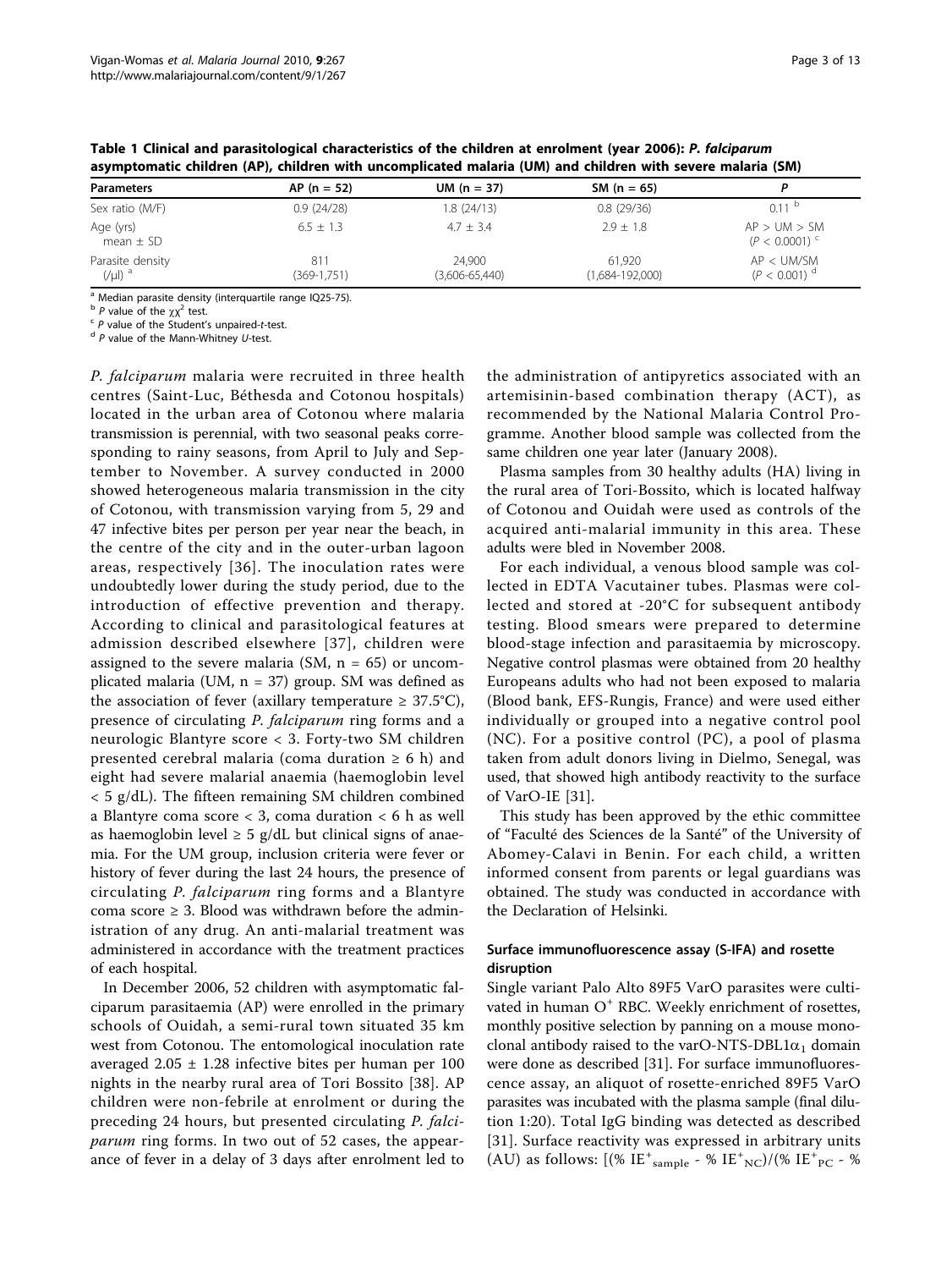**Table 1 Clinical and parasitological characteristics of the children at enrolment (year 2006): *P. falciparum* asymptomatic children (AP), children with uncomplicated malaria (UM) and children with severe malaria (SM)**

| Parameters | AP (n = 52) | UM (n = 37) | SM (n = 65) | P |
|---|---|---|---|---|
| Sex ratio (M/F) | 0.9 (24/28) | 1.8 (24/13) | 0.8 (29/36) | 0.11 [b] |
| Age (yrs) mean ± SD | 6.5 ± 1.3 | 4.7 ± 3.4 | 2.9 ± 1.8 | AP > UM > SM ($P < 0.0001$) [c] |
| Parasite density (/μl) [a] | 811 (369-1,751) | 24,900 (3,606-65,440) | 61,920 (1,684-192,000) | AP < UM/SM ($P < 0.001$) [d] |

[a] Median parasite density (interquartile range IQ25-75).
[b] P value of the $\chi\chi^2$ test.
[c] P value of the Student's unpaired-t-test.
[d] P value of the Mann-Whitney U-test.

*P. falciparum* malaria were recruited in three health centres (Saint-Luc, Béthesda and Cotonou hospitals) located in the urban area of Cotonou where malaria transmission is perennial, with two seasonal peaks corresponding to rainy seasons, from April to July and September to November. A survey conducted in 2000 showed heterogeneous malaria transmission in the city of Cotonou, with transmission varying from 5, 29 and 47 infective bites per person per year near the beach, in the centre of the city and in the outer-urban lagoon areas, respectively [36]. The inoculation rates were undoubtedly lower during the study period, due to the introduction of effective prevention and therapy. According to clinical and parasitological features at admission described elsewhere [37], children were assigned to the severe malaria (SM, n = 65) or uncomplicated malaria (UM, n = 37) group. SM was defined as the association of fever (axillary temperature ≥ 37.5°C), presence of circulating *P. falciparum* ring forms and a neurologic Blantyre score < 3. Forty-two SM children presented cerebral malaria (coma duration ≥ 6 h) and eight had severe malarial anaemia (haemoglobin level < 5 g/dL). The fifteen remaining SM children combined a Blantyre coma score < 3, coma duration < 6 h as well as haemoglobin level ≥ 5 g/dL but clinical signs of anaemia. For the UM group, inclusion criteria were fever or history of fever during the last 24 hours, the presence of circulating *P. falciparum* ring forms and a Blantyre coma score ≥ 3. Blood was withdrawn before the administration of any drug. An anti-malarial treatment was administered in accordance with the treatment practices of each hospital.

In December 2006, 52 children with asymptomatic falciparum parasitaemia (AP) were enrolled in the primary schools of Ouidah, a semi-rural town situated 35 km west from Cotonou. The entomological inoculation rate averaged 2.05 ± 1.28 infective bites per human per 100 nights in the nearby rural area of Tori Bossito [38]. AP children were non-febrile at enrolment or during the preceding 24 hours, but presented circulating *P. falciparum* ring forms. In two out of 52 cases, the appearance of fever in a delay of 3 days after enrolment led to the administration of antipyretics associated with an artemisinin-based combination therapy (ACT), as recommended by the National Malaria Control Programme. Another blood sample was collected from the same children one year later (January 2008).

Plasma samples from 30 healthy adults (HA) living in the rural area of Tori-Bossito, which is located halfway of Cotonou and Ouidah were used as controls of the acquired anti-malarial immunity in this area. These adults were bled in November 2008.

For each individual, a venous blood sample was collected in EDTA Vacutainer tubes. Plasmas were collected and stored at -20°C for subsequent antibody testing. Blood smears were prepared to determine blood-stage infection and parasitaemia by microscopy. Negative control plasmas were obtained from 20 healthy Europeans adults who had not been exposed to malaria (Blood bank, EFS-Rungis, France) and were used either individually or grouped into a negative control pool (NC). For a positive control (PC), a pool of plasma taken from adult donors living in Dielmo, Senegal, was used, that showed high antibody reactivity to the surface of VarO-IE [31].

This study has been approved by the ethic committee of "Faculté des Sciences de la Santé" of the University of Abomey-Calavi in Benin. For each child, a written informed consent from parents or legal guardians was obtained. The study was conducted in accordance with the Declaration of Helsinki.

### Surface immunofluorescence assay (S-IFA) and rosette disruption

Single variant Palo Alto 89F5 VarO parasites were cultivated in human $O^+$ RBC. Weekly enrichment of rosettes, monthly positive selection by panning on a mouse monoclonal antibody raised to the varO-NTS-DBL1$\alpha_1$ domain were done as described [31]. For surface immunofluorescence assay, an aliquot of rosette-enriched 89F5 VarO parasites was incubated with the plasma sample (final dilution 1:20). Total IgG binding was detected as described [31]. Surface reactivity was expressed in arbitrary units (AU) as follows: [(% $IE^+_{sample}$ - % $IE^+_{NC}$)/(% $IE^+_{PC}$ - %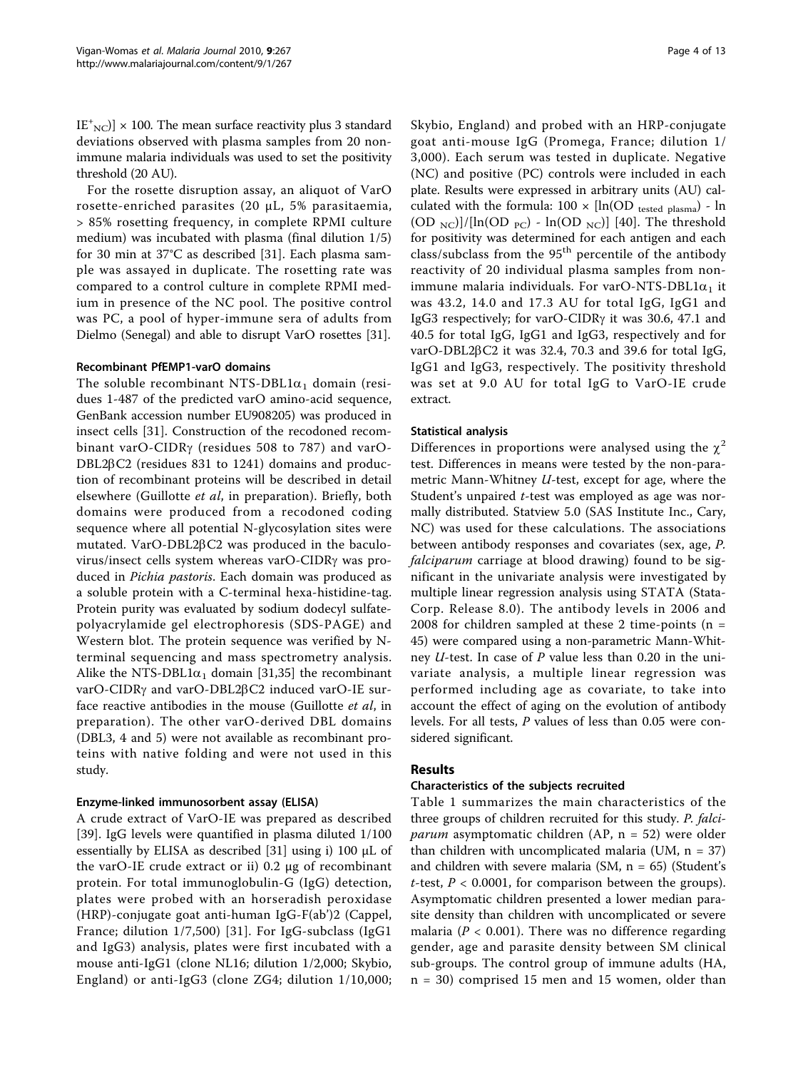$IE^{+}_{NC})] \times 100$. The mean surface reactivity plus 3 standard deviations observed with plasma samples from 20 non-immune malaria individuals was used to set the positivity threshold (20 AU).

For the rosette disruption assay, an aliquot of VarO rosette-enriched parasites (20 μL, 5% parasitaemia, > 85% rosetting frequency, in complete RPMI culture medium) was incubated with plasma (final dilution 1/5) for 30 min at 37°C as described [31]. Each plasma sample was assayed in duplicate. The rosetting rate was compared to a control culture in complete RPMI medium in presence of the NC pool. The positive control was PC, a pool of hyper-immune sera of adults from Dielmo (Senegal) and able to disrupt VarO rosettes [31].

### Recombinant PfEMP1-varO domains

The soluble recombinant NTS-DBL1$\alpha_1$ domain (residues 1-487 of the predicted varO amino-acid sequence, GenBank accession number EU908205) was produced in insect cells [31]. Construction of the recodoned recombinant varO-CIDR$\gamma$ (residues 508 to 787) and varO-DBL2$\beta$C2 (residues 831 to 1241) domains and production of recombinant proteins will be described in detail elsewhere (Guillotte *et al*, in preparation). Briefly, both domains were produced from a recodoned coding sequence where all potential N-glycosylation sites were mutated. VarO-DBL2$\beta$C2 was produced in the baculovirus/insect cells system whereas varO-CIDR$\gamma$ was produced in *Pichia pastoris*. Each domain was produced as a soluble protein with a C-terminal hexa-histidine-tag. Protein purity was evaluated by sodium dodecyl sulfate-polyacrylamide gel electrophoresis (SDS-PAGE) and Western blot. The protein sequence was verified by N-terminal sequencing and mass spectrometry analysis. Alike the NTS-DBL1$\alpha_1$ domain [31,35] the recombinant varO-CIDR$\gamma$ and varO-DBL2$\beta$C2 induced varO-IE surface reactive antibodies in the mouse (Guillotte *et al*, in preparation). The other varO-derived DBL domains (DBL3, 4 and 5) were not available as recombinant proteins with native folding and were not used in this study.

### Enzyme-linked immunosorbent assay (ELISA)

A crude extract of VarO-IE was prepared as described [39]. IgG levels were quantified in plasma diluted 1/100 essentially by ELISA as described [31] using i) 100 μL of the varO-IE crude extract or ii) 0.2 μg of recombinant protein. For total immunoglobulin-G (IgG) detection, plates were probed with an horseradish peroxidase (HRP)-conjugate goat anti-human IgG-F(ab')2 (Cappel, France; dilution 1/7,500) [31]. For IgG-subclass (IgG1 and IgG3) analysis, plates were first incubated with a mouse anti-IgG1 (clone NL16; dilution 1/2,000; Skybio, England) or anti-IgG3 (clone ZG4; dilution 1/10,000; Skybio, England) and probed with an HRP-conjugate goat anti-mouse IgG (Promega, France; dilution 1/3,000). Each serum was tested in duplicate. Negative (NC) and positive (PC) controls were included in each plate. Results were expressed in arbitrary units (AU) calculated with the formula: $100 \times [\ln(OD_{\text{tested plasma}}) - \ln(OD_{NC})]/[\ln(OD_{PC}) - \ln(OD_{NC})]$ [40]. The threshold for positivity was determined for each antigen and each class/subclass from the 95[th] percentile of the antibody reactivity of 20 individual plasma samples from non-immune malaria individuals. For varO-NTS-DBL1$\alpha_1$ it was 43.2, 14.0 and 17.3 AU for total IgG, IgG1 and IgG3 respectively; for varO-CIDR$\gamma$ it was 30.6, 47.1 and 40.5 for total IgG, IgG1 and IgG3, respectively and for varO-DBL2$\beta$C2 it was 32.4, 70.3 and 39.6 for total IgG, IgG1 and IgG3, respectively. The positivity threshold was set at 9.0 AU for total IgG to VarO-IE crude extract.

### Statistical analysis

Differences in proportions were analysed using the $\chi^2$ test. Differences in means were tested by the non-parametric Mann-Whitney *U*-test, except for age, where the Student's unpaired *t*-test was employed as age was normally distributed. Statview 5.0 (SAS Institute Inc., Cary, NC) was used for these calculations. The associations between antibody responses and covariates (sex, age, *P. falciparum* carriage at blood drawing) found to be significant in the univariate analysis were investigated by multiple linear regression analysis using STATA (StataCorp. Release 8.0). The antibody levels in 2006 and 2008 for children sampled at these 2 time-points (n = 45) were compared using a non-parametric Mann-Whitney *U*-test. In case of *P* value less than 0.20 in the univariate analysis, a multiple linear regression was performed including age as covariate, to take into account the effect of aging on the evolution of antibody levels. For all tests, *P* values of less than 0.05 were considered significant.

## Results

### Characteristics of the subjects recruited

Table 1 summarizes the main characteristics of the three groups of children recruited for this study. *P. falciparum* asymptomatic children (AP, n = 52) were older than children with uncomplicated malaria (UM, n = 37) and children with severe malaria (SM, n = 65) (Student's *t*-test, $P < 0.0001$, for comparison between the groups). Asymptomatic children presented a lower median parasite density than children with uncomplicated or severe malaria ($P < 0.001$). There was no difference regarding gender, age and parasite density between SM clinical sub-groups. The control group of immune adults (HA, n = 30) comprised 15 men and 15 women, older than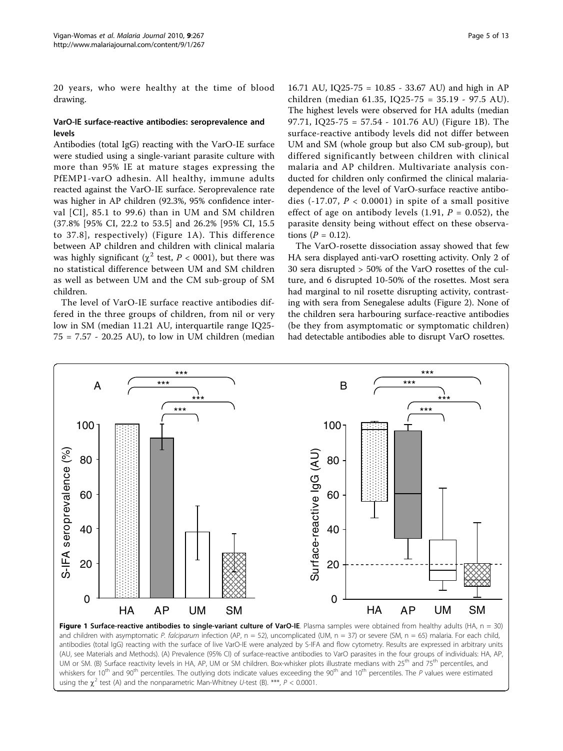20 years, who were healthy at the time of blood drawing.

### VarO-IE surface-reactive antibodies: seroprevalence and levels

Antibodies (total IgG) reacting with the VarO-IE surface were studied using a single-variant parasite culture with more than 95% IE at mature stages expressing the PfEMP1-varO adhesin. All healthy, immune adults reacted against the VarO-IE surface. Seroprevalence rate was higher in AP children (92.3%, 95% confidence interval [CI], 85.1 to 99.6) than in UM and SM children (37.8% [95% CI, 22.2 to 53.5] and 26.2% [95% CI, 15.5 to 37.8], respectively) (Figure 1A). This difference between AP children and children with clinical malaria was highly significant ($\chi^2$ test, $P$ < 0001), but there was no statistical difference between UM and SM children as well as between UM and the CM sub-group of SM children.

The level of VarO-IE surface reactive antibodies differed in the three groups of children, from nil or very low in SM (median 11.21 AU, interquartile range IQ25-75 = 7.57 - 20.25 AU), to low in UM children (median 16.71 AU, IQ25-75 = 10.85 - 33.67 AU) and high in AP children (median 61.35, IQ25-75 = 35.19 - 97.5 AU). The highest levels were observed for HA adults (median 97.71, IQ25-75 = 57.54 - 101.76 AU) (Figure 1B). The surface-reactive antibody levels did not differ between UM and SM (whole group but also CM sub-group), but differed significantly between children with clinical malaria and AP children. Multivariate analysis conducted for children only confirmed the clinical malaria-dependence of the level of VarO-surface reactive antibodies (-17.07, $P$ < 0.0001) in spite of a small positive effect of age on antibody levels (1.91, $P$ = 0.052), the parasite density being without effect on these observations ($P$ = 0.12).

The VarO-rosette dissociation assay showed that few HA sera displayed anti-varO rosetting activity. Only 2 of 30 sera disrupted > 50% of the VarO rosettes of the culture, and 6 disrupted 10-50% of the rosettes. Most sera had marginal to nil rosette disrupting activity, contrasting with sera from Senegalese adults (Figure 2). None of the children sera harbouring surface-reactive antibodies (be they from asymptomatic or symptomatic children) had detectable antibodies able to disrupt VarO rosettes.

A

S-IFA seroprevalence (%)

0
20
40
60
80
100

HA AP UM SM

\*\*\* \*\*\* \*\*\* \*\*\*

B

Surface-reactive IgG (AU)

0
20
40
60
80
100

HA AP UM SM

\*\*\* \*\*\* \*\*\* \*\*\*

**Figure 1 Surface-reactive antibodies to single-variant culture of VarO-IE**. Plasma samples were obtained from healthy adults (HA, n = 30) and children with asymptomatic *P. falciparum* infection (AP, n = 52), uncomplicated (UM, n = 37) or severe (SM, n = 65) malaria. For each child, antibodies (total IgG) reacting with the surface of live VarO-IE were analyzed by S-IFA and flow cytometry. Results are expressed in arbitrary units (AU, see Materials and Methods). (A) Prevalence (95% CI) of surface-reactive antibodies to VarO parasites in the four groups of individuals: HA, AP, UM or SM. (B) Surface reactivity levels in HA, AP, UM or SM children. Box-whisker plots illustrate medians with 25[th] and 75[th] percentiles, and whiskers for 10[th] and 90[th] percentiles. The outlying dots indicate values exceeding the 90[th] and 10[th] percentiles. The $P$ values were estimated using the $\chi^2$ test (A) and the nonparametric Man-Whitney $U$-test (B). \*\*\*, $P$ < 0.0001.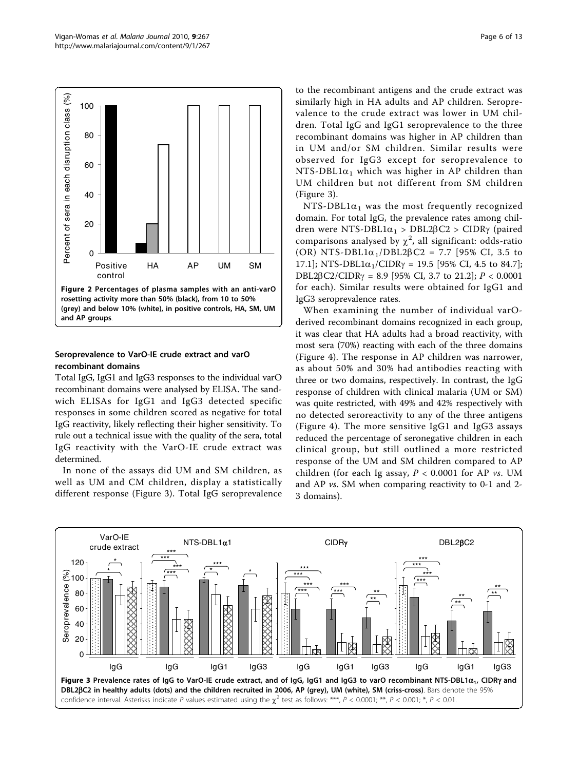Percent of sera in each disruption class (%)
100
80
60
40
20
0
Positive control
HA
AP
UM
SM

**Figure 2 Percentages of plasma samples with an anti-varO rosetting activity more than 50% (black), from 10 to 50% (grey) and below 10% (white), in positive controls, HA, SM, UM and AP groups**.

### Seroprevalence to VarO-IE crude extract and varO recombinant domains

Total IgG, IgG1 and IgG3 responses to the individual varO recombinant domains were analysed by ELISA. The sandwich ELISAs for IgG1 and IgG3 detected specific responses in some children scored as negative for total IgG reactivity, likely reflecting their higher sensitivity. To rule out a technical issue with the quality of the sera, total IgG reactivity with the VarO-IE crude extract was determined.

In none of the assays did UM and SM children, as well as UM and CM children, display a statistically different response (Figure 3). Total IgG seroprevalence to the recombinant antigens and the crude extract was similarly high in HA adults and AP children. Seroprevalence to the crude extract was lower in UM children. Total IgG and IgG1 seroprevalence to the three recombinant domains was higher in AP children than in UM and/or SM children. Similar results were observed for IgG3 except for seroprevalence to NTS-DBL1$\alpha_1$ which was higher in AP children than UM children but not different from SM children (Figure 3).

NTS-DBL1$\alpha_1$ was the most frequently recognized domain. For total IgG, the prevalence rates among children were NTS-DBL1$\alpha_1$ > DBL2βC2 > CIDRγ (paired comparisons analysed by $\chi^2$, all significant: odds-ratio (OR) NTS-DBL1$\alpha_1$/DBL2βC2 = 7.7 [95% CI, 3.5 to 17.1]; NTS-DBL1$\alpha_1$/CIDRγ = 19.5 [95% CI, 4.5 to 84.7]; DBL2βC2/CIDRγ = 8.9 [95% CI, 3.7 to 21.2]; $P < 0.0001$ for each). Similar results were obtained for IgG1 and IgG3 seroprevalence rates.

When examining the number of individual varO-derived recombinant domains recognized in each group, it was clear that HA adults had a broad reactivity, with most sera (70%) reacting with each of the three domains (Figure 4). The response in AP children was narrower, as about 50% and 30% had antibodies reacting with three or two domains, respectively. In contrast, the IgG response of children with clinical malaria (UM or SM) was quite restricted, with 49% and 42% respectively with no detected seroreactivity to any of the three antigens (Figure 4). The more sensitive IgG1 and IgG3 assays reduced the percentage of seronegative children in each clinical group, but still outlined a more restricted response of the UM and SM children compared to AP children (for each Ig assay, $P < 0.0001$ for AP *vs*. UM and AP *vs*. SM when comparing reactivity to 0-1 and 2-3 domains).

VarO-IE crude extract
NTS-DBL1α1
CIDRγ
DBL2βC2
Seroprevalence (%)
120
100
80
60
40
20
0
IgG
IgG
IgG1
IgG3
IgG
IgG1
IgG3
IgG
IgG1
IgG3

**Figure 3 Prevalence rates of IgG to VarO-IE crude extract, and of IgG, IgG1 and IgG3 to varO recombinant NTS-DBL1$\alpha_1$, CIDRγ and DBL2βC2 in healthy adults (dots) and the children recruited in 2006, AP (grey), UM (white), SM (criss-cross)**. Bars denote the 95% confidence interval. Asterisks indicate *P* values estimated using the $\chi^2$ test as follows: ***, $P < 0.0001$; **, $P < 0.001$; *, $P < 0.01$.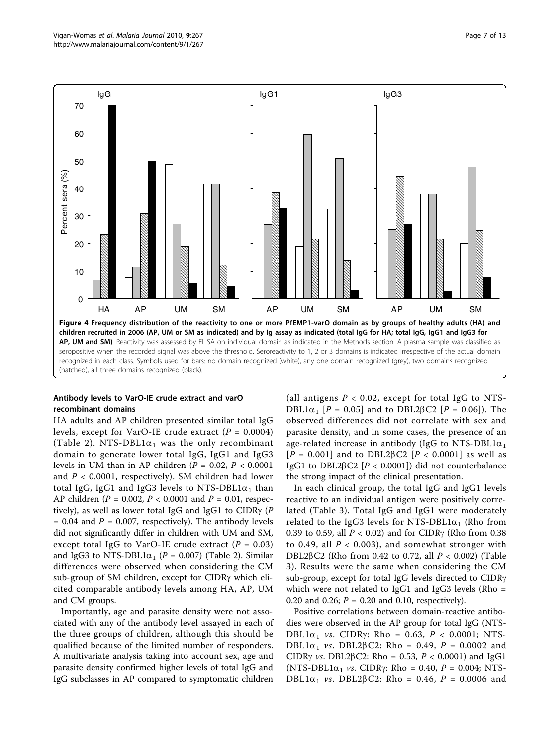IgG

IgG1

IgG3

70

60

50

40

30

20

10

0

Percent sera (%)

HA AP UM SM

AP UM SM

AP UM SM

**Figure 4 Frequency distribution of the reactivity to one or more PfEMP1-varO domain as by groups of healthy adults (HA) and children recruited in 2006 (AP, UM or SM as indicated) and by Ig assay as indicated (total IgG for HA; total IgG, IgG1 and IgG3 for AP, UM and SM)**. Reactivity was assessed by ELISA on individual domain as indicated in the Methods section. A plasma sample was classified as seropositive when the recorded signal was above the threshold. Seroreactivity to 1, 2 or 3 domains is indicated irrespective of the actual domain recognized in each class. Symbols used for bars: no domain recognized (white), any one domain recognized (grey), two domains recognized (hatched), all three domains recognized (black).

### Antibody levels to VarO-IE crude extract and varO recombinant domains

HA adults and AP children presented similar total IgG levels, except for VarO-IE crude extract ($P = 0.0004$) (Table 2). NTS-DBL1$\alpha_1$ was the only recombinant domain to generate lower total IgG, IgG1 and IgG3 levels in UM than in AP children ($P = 0.02$, $P < 0.0001$ and $P < 0.0001$, respectively). SM children had lower total IgG, IgG1 and IgG3 levels to NTS-DBL1$\alpha_1$ than AP children ($P = 0.002$, $P < 0.0001$ and $P = 0.01$, respectively), as well as lower total IgG and IgG1 to CIDR$\gamma$ ($P = 0.04$ and $P = 0.007$, respectively). The antibody levels did not significantly differ in children with UM and SM, except total IgG to VarO-IE crude extract ($P = 0.03$) and IgG3 to NTS-DBL1$\alpha_1$ ($P = 0.007$) (Table 2). Similar differences were observed when considering the CM sub-group of SM children, except for CIDR$\gamma$ which elicited comparable antibody levels among HA, AP, UM and CM groups.

Importantly, age and parasite density were not associated with any of the antibody level assayed in each of the three groups of children, although this should be qualified because of the limited number of responders. A multivariate analysis taking into account sex, age and parasite density confirmed higher levels of total IgG and IgG subclasses in AP compared to symptomatic children (all antigens $P < 0.02$, except for total IgG to NTS-DBL1$\alpha_1$ [$P = 0.05$] and to DBL2$\beta$C2 [$P = 0.06$]). The observed differences did not correlate with sex and parasite density, and in some cases, the presence of an age-related increase in antibody (IgG to NTS-DBL1$\alpha_1$ [$P = 0.001$] and to DBL2$\beta$C2 [$P < 0.0001$] as well as IgG1 to DBL2$\beta$C2 [$P < 0.0001$]) did not counterbalance the strong impact of the clinical presentation.

In each clinical group, the total IgG and IgG1 levels reactive to an individual antigen were positively correlated (Table 3). Total IgG and IgG1 were moderately related to the IgG3 levels for NTS-DBL1$\alpha_1$ (Rho from 0.39 to 0.59, all $P < 0.02$) and for CIDR$\gamma$ (Rho from 0.38 to 0.49, all $P < 0.003$), and somewhat stronger with DBL2$\beta$C2 (Rho from 0.42 to 0.72, all $P < 0.002$) (Table 3). Results were the same when considering the CM sub-group, except for total IgG levels directed to CIDR$\gamma$ which were not related to IgG1 and IgG3 levels (Rho = 0.20 and 0.26; $P = 0.20$ and 0.10, respectively).

Positive correlations between domain-reactive antibodies were observed in the AP group for total IgG (NTS-DBL1$\alpha_1$ *vs*. CIDR$\gamma$: Rho = 0.63, $P < 0.0001$; NTS-DBL1$\alpha_1$ *vs*. DBL2$\beta$C2: Rho = 0.49, $P = 0.0002$ and CIDR$\gamma$ *vs*. DBL2$\beta$C2: Rho = 0.53, $P < 0.0001$) and IgG1 (NTS-DBL1$\alpha_1$ *vs*. CIDR$\gamma$: Rho = 0.40, $P = 0.004$; NTS-DBL1$\alpha_1$ *vs*. DBL2$\beta$C2: Rho = 0.46, $P = 0.0006$ and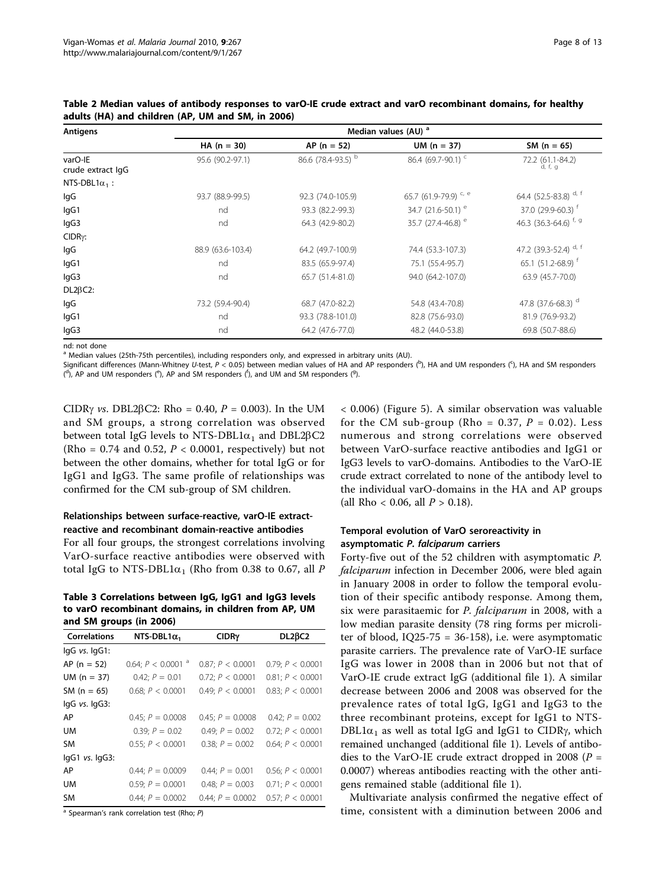**Table 2 Median values of antibody responses to varO-IE crude extract and varO recombinant domains, for healthy adults (HA) and children (AP, UM and SM, in 2006)**

| Antigens | Median values (AU) [a] | | | |
|---|---|---|---|---|
| | HA (n = 30) | AP (n = 52) | UM (n = 37) | SM (n = 65) |
| varO-IE crude extract IgG | 95.6 (90.2-97.1) | 86.6 (78.4-93.5) [b] | 86.4 (69.7-90.1) [c] | 72.2 (61.1-84.2) [d, f, g] |
| NTS-DBL1$\alpha_1$ : | | | | |
| IgG | 93.7 (88.9-99.5) | 92.3 (74.0-105.9) | 65.7 (61.9-79.9) [c, e] | 64.4 (52.5-83.8) [d, f] |
| IgG1 | nd | 93.3 (82.2-99.3) | 34.7 (21.6-50.1) [e] | 37.0 (29.9-60.3) [f] |
| IgG3 | nd | 64.3 (42.9-80.2) | 35.7 (27.4-46.8) [e] | 46.3 (36.3-64.6) [f, g] |
| CIDR$\gamma$: | | | | |
| IgG | 88.9 (63.6-103.4) | 64.2 (49.7-100.9) | 74.4 (53.3-107.3) | 47.2 (39.3-52.4) [d, f] |
| IgG1 | nd | 83.5 (65.9-97.4) | 75.1 (55.4-95.7) | 65.1 (51.2-68.9) [f] |
| IgG3 | nd | 65.7 (51.4-81.0) | 94.0 (64.2-107.0) | 63.9 (45.7-70.0) |
| DL2$\beta$C2: | | | | |
| IgG | 73.2 (59.4-90.4) | 68.7 (47.0-82.2) | 54.8 (43.4-70.8) | 47.8 (37.6-68.3) [d] |
| IgG1 | nd | 93.3 (78.8-101.0) | 82.8 (75.6-93.0) | 81.9 (76.9-93.2) |
| IgG3 | nd | 64.2 (47.6-77.0) | 48.2 (44.0-53.8) | 69.8 (50.7-88.6) |

nd: not done

[a] Median values (25th-75th percentiles), including responders only, and expressed in arbitrary units (AU).

Significant differences (Mann-Whitney *U*-test, $P < 0.05$) between median values of HA and AP responders ([b]), HA and UM responders ([c]), HA and SM responders ([d]), AP and UM responders ([e]), AP and SM responders ([f]), and UM and SM responders ([g]).

CIDR$\gamma$ *vs.* DBL2$\beta$C2: Rho = 0.40, $P = 0.003$). In the UM and SM groups, a strong correlation was observed between total IgG levels to NTS-DBL1$\alpha_1$ and DBL2$\beta$C2 (Rho = 0.74 and 0.52, $P < 0.0001$, respectively) but not between the other domains, whether for total IgG or for IgG1 and IgG3. The same profile of relationships was confirmed for the CM sub-group of SM children.

### Relationships between surface-reactive, varO-IE extract-reactive and recombinant domain-reactive antibodies

For all four groups, the strongest correlations involving VarO-surface reactive antibodies were observed with total IgG to NTS-DBL1$\alpha_1$ (Rho from 0.38 to 0.67, all $P < 0.006$) (Figure 5). A similar observation was valuable for the CM sub-group (Rho = 0.37, $P = 0.02$). Less numerous and strong correlations were observed between VarO-surface reactive antibodies and IgG1 or IgG3 levels to varO-domains. Antibodies to the VarO-IE crude extract correlated to none of the antibody level to the individual varO-domains in the HA and AP groups (all Rho < 0.06, all $P > 0.18$).

**Table 3 Correlations between IgG, IgG1 and IgG3 levels to varO recombinant domains, in children from AP, UM and SM groups (in 2006)**

| Correlations | NTS-DBL1$\alpha_1$ | CIDR$\gamma$ | DL2$\beta$C2 |
|---|---|---|---|
| IgG *vs.* IgG1: | | | |
| AP (n = 52) | 0.64; $P < 0.0001$ [a] | 0.87; $P < 0.0001$ | 0.79; $P < 0.0001$ |
| UM (n = 37) | 0.42; $P = 0.01$ | 0.72; $P < 0.0001$ | 0.81; $P < 0.0001$ |
| SM (n = 65) | 0.68; $P < 0.0001$ | 0.49; $P < 0.0001$ | 0.83; $P < 0.0001$ |
| IgG *vs.* IgG3: | | | |
| AP | 0.45; $P = 0.0008$ | 0.45; $P = 0.0008$ | 0.42; $P = 0.002$ |
| UM | 0.39; $P = 0.02$ | 0.49; $P = 0.002$ | 0.72; $P < 0.0001$ |
| SM | 0.55; $P < 0.0001$ | 0.38; $P = 0.002$ | 0.64; $P < 0.0001$ |
| IgG1 *vs.* IgG3: | | | |
| AP | 0.44; $P = 0.0009$ | 0.44; $P = 0.001$ | 0.56; $P < 0.0001$ |
| UM | 0.59; $P = 0.0001$ | 0.48; $P = 0.003$ | 0.71; $P < 0.0001$ |
| SM | 0.44; $P = 0.0002$ | 0.44; $P = 0.0002$ | 0.57; $P < 0.0001$ |

[a] Spearman's rank correlation test (Rho; *P*)

### Temporal evolution of VarO seroreactivity in asymptomatic *P. falciparum* carriers

Forty-five out of the 52 children with asymptomatic *P. falciparum* infection in December 2006, were bled again in January 2008 in order to follow the temporal evolution of their specific antibody response. Among them, six were parasitaemic for *P. falciparum* in 2008, with a low median parasite density (78 ring forms per microliter of blood, IQ25-75 = 36-158), i.e. were asymptomatic parasite carriers. The prevalence rate of VarO-IE surface IgG was lower in 2008 than in 2006 but not that of VarO-IE crude extract IgG (additional file 1). A similar decrease between 2006 and 2008 was observed for the prevalence rates of total IgG, IgG1 and IgG3 to the three recombinant proteins, except for IgG1 to NTS-DBL1$\alpha_1$ as well as total IgG and IgG1 to CIDR$\gamma$, which remained unchanged (additional file 1). Levels of antibodies to the VarO-IE crude extract dropped in 2008 ($P = 0.0007$) whereas antibodies reacting with the other antigens remained stable (additional file 1).

Multivariate analysis confirmed the negative effect of time, consistent with a diminution between 2006 and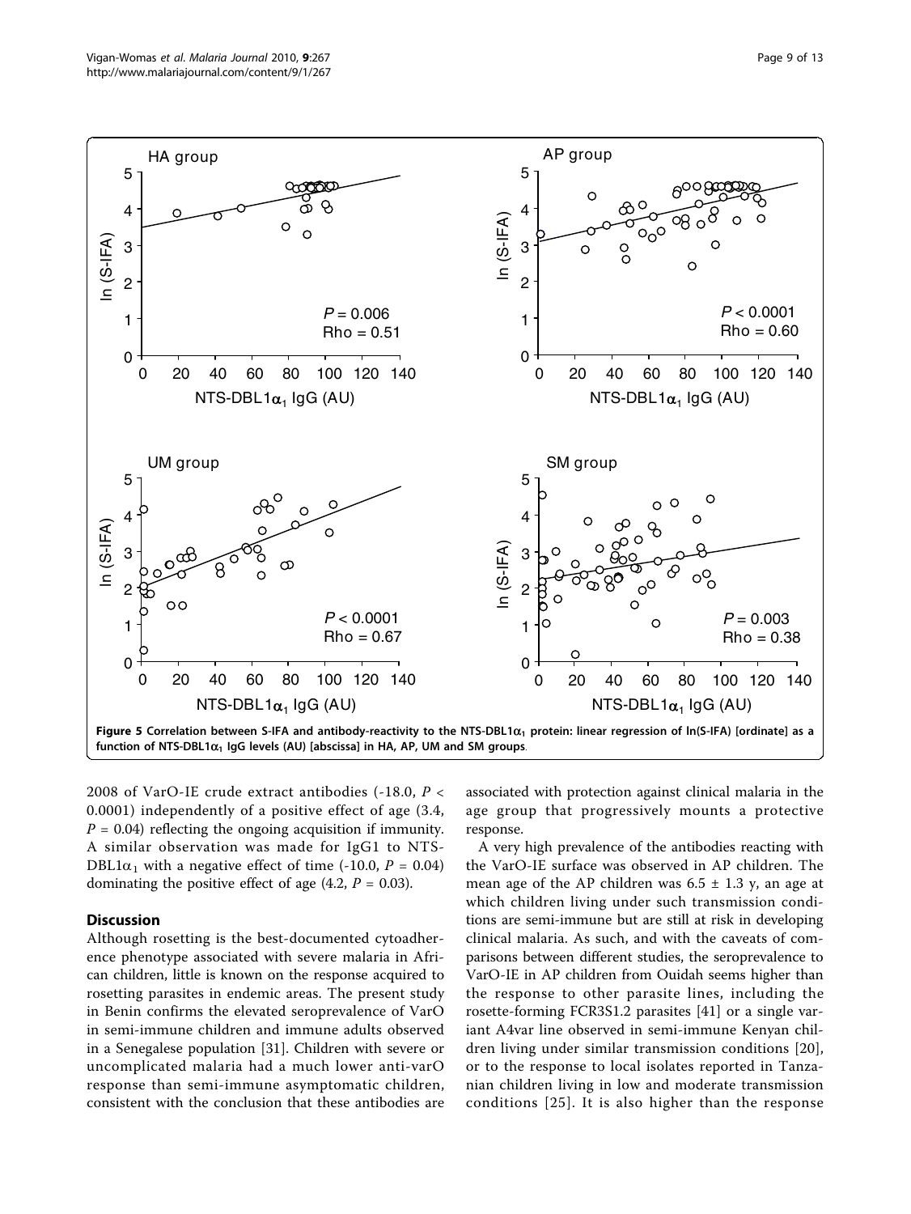HA group

5
4
3
2
1
0

ln (S-IFA)

$P = 0.006$
Rho = 0.51

0 20 40 60 80 100 120 140

NTS-DBL1$\alpha_1$ IgG (AU)

AP group

5
4
3
2
1
0

ln (S-IFA)

$P < 0.0001$
Rho = 0.60

0 20 40 60 80 100 120 140

NTS-DBL1$\alpha_1$ IgG (AU)

UM group

5
4
3
2
1
0

ln (S-IFA)

$P < 0.0001$
Rho = 0.67

0 20 40 60 80 100 120 140

NTS-DBL1$\alpha_1$ IgG (AU)

SM group

5
4
3
2
1
0

ln (S-IFA)

$P = 0.003$
Rho = 0.38

0 20 40 60 80 100 120 140

NTS-DBL1$\alpha_1$ IgG (AU)

**Figure 5 Correlation between S-IFA and antibody-reactivity to the NTS-DBL1$\alpha_1$ protein: linear regression of ln(S-IFA) [ordinate] as a function of NTS-DBL1$\alpha_1$ IgG levels (AU) [abscissa] in HA, AP, UM and SM groups**.

2008 of VarO-IE crude extract antibodies (-18.0, $P < 0.0001$) independently of a positive effect of age (3.4, $P = 0.04$) reflecting the ongoing acquisition if immunity. A similar observation was made for IgG1 to NTS-DBL1$\alpha_1$ with a negative effect of time (-10.0, $P = 0.04$) dominating the positive effect of age (4.2, $P = 0.03$).

## Discussion

Although rosetting is the best-documented cytoadherence phenotype associated with severe malaria in African children, little is known on the response acquired to rosetting parasites in endemic areas. The present study in Benin confirms the elevated seroprevalence of VarO in semi-immune children and immune adults observed in a Senegalese population [31]. Children with severe or uncomplicated malaria had a much lower anti-varO response than semi-immune asymptomatic children, consistent with the conclusion that these antibodies are associated with protection against clinical malaria in the age group that progressively mounts a protective response.

A very high prevalence of the antibodies reacting with the VarO-IE surface was observed in AP children. The mean age of the AP children was 6.5 ± 1.3 y, an age at which children living under such transmission conditions are semi-immune but are still at risk in developing clinical malaria. As such, and with the caveats of comparisons between different studies, the seroprevalence to VarO-IE in AP children from Ouidah seems higher than the response to other parasite lines, including the rosette-forming FCR3S1.2 parasites [41] or a single variant A4var line observed in semi-immune Kenyan children living under similar transmission conditions [20], or to the response to local isolates reported in Tanzanian children living in low and moderate transmission conditions [25]. It is also higher than the response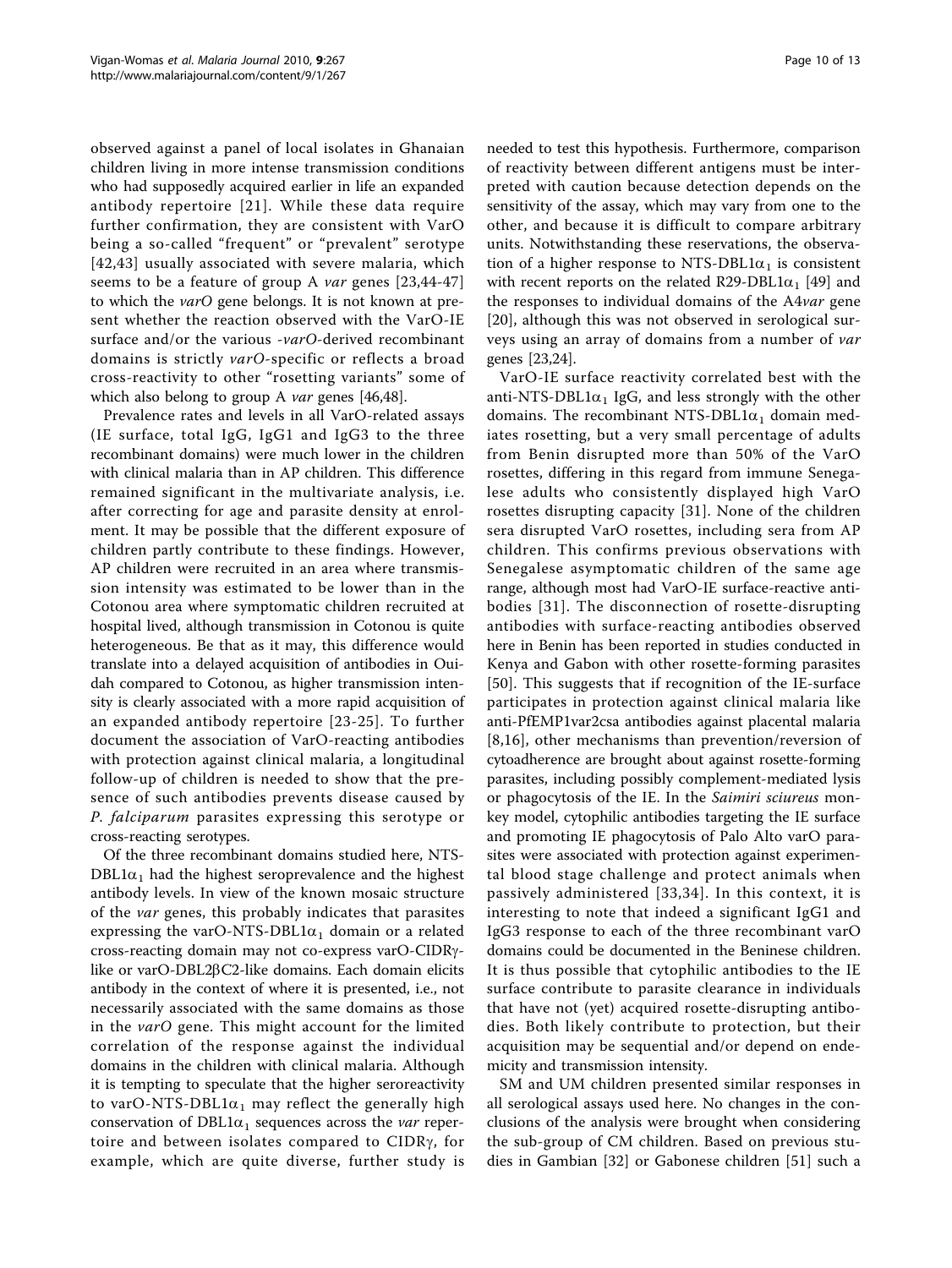observed against a panel of local isolates in Ghanaian children living in more intense transmission conditions who had supposedly acquired earlier in life an expanded antibody repertoire [21]. While these data require further confirmation, they are consistent with VarO being a so-called "frequent" or "prevalent" serotype [42,43] usually associated with severe malaria, which seems to be a feature of group A *var* genes [23,44-47] to which the *varO* gene belongs. It is not known at present whether the reaction observed with the VarO-IE surface and/or the various -*varO*-derived recombinant domains is strictly *varO*-specific or reflects a broad cross-reactivity to other "rosetting variants" some of which also belong to group A *var* genes [46,48].

Prevalence rates and levels in all VarO-related assays (IE surface, total IgG, IgG1 and IgG3 to the three recombinant domains) were much lower in the children with clinical malaria than in AP children. This difference remained significant in the multivariate analysis, i.e. after correcting for age and parasite density at enrolment. It may be possible that the different exposure of children partly contribute to these findings. However, AP children were recruited in an area where transmission intensity was estimated to be lower than in the Cotonou area where symptomatic children recruited at hospital lived, although transmission in Cotonou is quite heterogeneous. Be that as it may, this difference would translate into a delayed acquisition of antibodies in Ouidah compared to Cotonou, as higher transmission intensity is clearly associated with a more rapid acquisition of an expanded antibody repertoire [23-25]. To further document the association of VarO-reacting antibodies with protection against clinical malaria, a longitudinal follow-up of children is needed to show that the presence of such antibodies prevents disease caused by *P. falciparum* parasites expressing this serotype or cross-reacting serotypes.

Of the three recombinant domains studied here, NTS-DBL1$\alpha_1$ had the highest seroprevalence and the highest antibody levels. In view of the known mosaic structure of the *var* genes, this probably indicates that parasites expressing the varO-NTS-DBL1$\alpha_1$ domain or a related cross-reacting domain may not co-express varO-CIDR$\gamma$-like or varO-DBL2$\beta$C2-like domains. Each domain elicits antibody in the context of where it is presented, i.e., not necessarily associated with the same domains as those in the *varO* gene. This might account for the limited correlation of the response against the individual domains in the children with clinical malaria. Although it is tempting to speculate that the higher seroreactivity to varO-NTS-DBL1$\alpha_1$ may reflect the generally high conservation of DBL1$\alpha_1$ sequences across the *var* repertoire and between isolates compared to CIDR$\gamma$, for example, which are quite diverse, further study is needed to test this hypothesis. Furthermore, comparison of reactivity between different antigens must be interpreted with caution because detection depends on the sensitivity of the assay, which may vary from one to the other, and because it is difficult to compare arbitrary units. Notwithstanding these reservations, the observation of a higher response to NTS-DBL1$\alpha_1$ is consistent with recent reports on the related R29-DBL1$\alpha_1$ [49] and the responses to individual domains of the A4*var* gene [20], although this was not observed in serological surveys using an array of domains from a number of *var* genes [23,24].

VarO-IE surface reactivity correlated best with the anti-NTS-DBL1$\alpha_1$ IgG, and less strongly with the other domains. The recombinant NTS-DBL1$\alpha_1$ domain mediates rosetting, but a very small percentage of adults from Benin disrupted more than 50% of the VarO rosettes, differing in this regard from immune Senegalese adults who consistently displayed high VarO rosettes disrupting capacity [31]. None of the children sera disrupted VarO rosettes, including sera from AP children. This confirms previous observations with Senegalese asymptomatic children of the same age range, although most had VarO-IE surface-reactive antibodies [31]. The disconnection of rosette-disrupting antibodies with surface-reacting antibodies observed here in Benin has been reported in studies conducted in Kenya and Gabon with other rosette-forming parasites [50]. This suggests that if recognition of the IE-surface participates in protection against clinical malaria like anti-PfEMP1var2csa antibodies against placental malaria [8,16], other mechanisms than prevention/reversion of cytoadherence are brought about against rosette-forming parasites, including possibly complement-mediated lysis or phagocytosis of the IE. In the *Saimiri sciureus* monkey model, cytophilic antibodies targeting the IE surface and promoting IE phagocytosis of Palo Alto varO parasites were associated with protection against experimental blood stage challenge and protect animals when passively administered [33,34]. In this context, it is interesting to note that indeed a significant IgG1 and IgG3 response to each of the three recombinant varO domains could be documented in the Beninese children. It is thus possible that cytophilic antibodies to the IE surface contribute to parasite clearance in individuals that have not (yet) acquired rosette-disrupting antibodies. Both likely contribute to protection, but their acquisition may be sequential and/or depend on endemicity and transmission intensity.

SM and UM children presented similar responses in all serological assays used here. No changes in the conclusions of the analysis were brought when considering the sub-group of CM children. Based on previous studies in Gambian [32] or Gabonese children [51] such a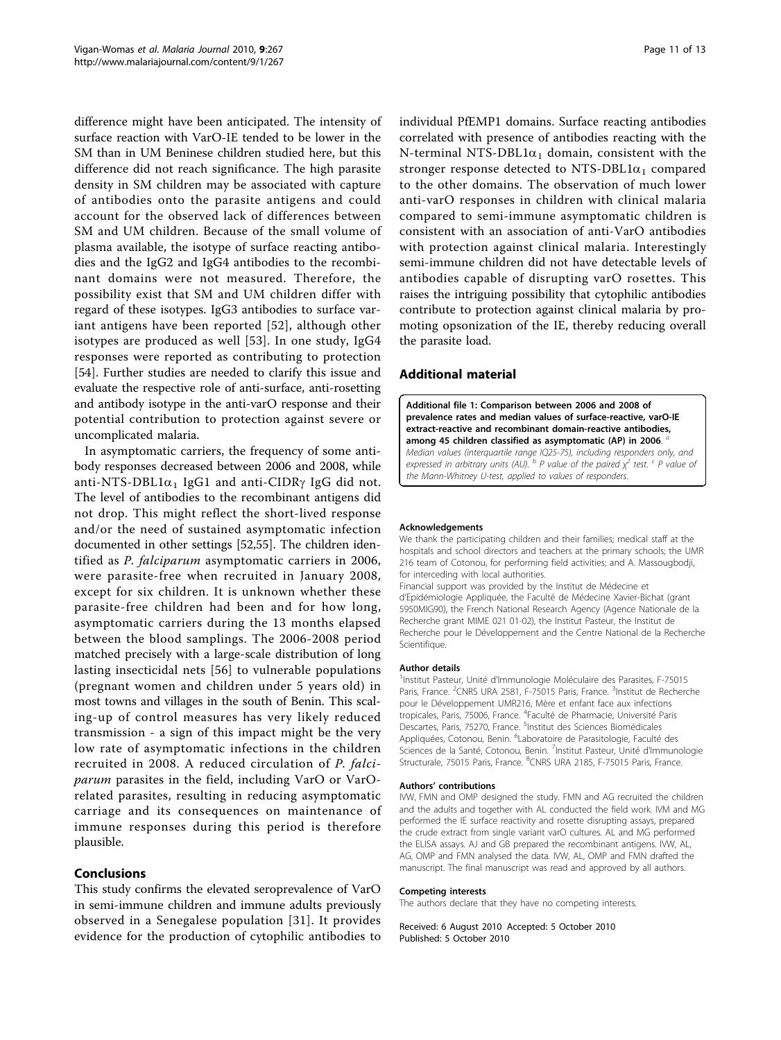difference might have been anticipated. The intensity of surface reaction with VarO-IE tended to be lower in the SM than in UM Beninese children studied here, but this difference did not reach significance. The high parasite density in SM children may be associated with capture of antibodies onto the parasite antigens and could account for the observed lack of differences between SM and UM children. Because of the small volume of plasma available, the isotype of surface reacting antibodies and the IgG2 and IgG4 antibodies to the recombinant domains were not measured. Therefore, the possibility exist that SM and UM children differ with regard of these isotypes. IgG3 antibodies to surface variant antigens have been reported [52], although other isotypes are produced as well [53]. In one study, IgG4 responses were reported as contributing to protection [54]. Further studies are needed to clarify this issue and evaluate the respective role of anti-surface, anti-rosetting and antibody isotype in the anti-varO response and their potential contribution to protection against severe or uncomplicated malaria.

In asymptomatic carriers, the frequency of some antibody responses decreased between 2006 and 2008, while anti-NTS-DBL1$\alpha_1$ IgG1 and anti-CIDR$\gamma$ IgG did not. The level of antibodies to the recombinant antigens did not drop. This might reflect the short-lived response and/or the need of sustained asymptomatic infection documented in other settings [52,55]. The children identified as *P. falciparum* asymptomatic carriers in 2006, were parasite-free when recruited in January 2008, except for six children. It is unknown whether these parasite-free children had been and for how long, asymptomatic carriers during the 13 months elapsed between the blood samplings. The 2006-2008 period matched precisely with a large-scale distribution of long lasting insecticidal nets [56] to vulnerable populations (pregnant women and children under 5 years old) in most towns and villages in the south of Benin. This scaling-up of control measures has very likely reduced transmission - a sign of this impact might be the very low rate of asymptomatic infections in the children recruited in 2008. A reduced circulation of *P. falciparum* parasites in the field, including VarO or VarO-related parasites, resulting in reducing asymptomatic carriage and its consequences on maintenance of immune responses during this period is therefore plausible.

## Conclusions

This study confirms the elevated seroprevalence of VarO in semi-immune children and immune adults previously observed in a Senegalese population [31]. It provides evidence for the production of cytophilic antibodies to individual PfEMP1 domains. Surface reacting antibodies correlated with presence of antibodies reacting with the N-terminal NTS-DBL1$\alpha_1$ domain, consistent with the stronger response detected to NTS-DBL1$\alpha_1$ compared to the other domains. The observation of much lower anti-varO responses in children with clinical malaria compared to semi-immune asymptomatic children is consistent with an association of anti-VarO antibodies with protection against clinical malaria. Interestingly semi-immune children did not have detectable levels of antibodies capable of disrupting varO rosettes. This raises the intriguing possibility that cytophilic antibodies contribute to protection against clinical malaria by promoting opsonization of the IE, thereby reducing overall the parasite load.

## Additional material

**Additional file 1: Comparison between 2006 and 2008 of prevalence rates and median values of surface-reactive, varO-IE extract-reactive and recombinant domain-reactive antibodies, among 45 children classified as asymptomatic (AP) in 2006.** [a] *Median values (interquartile range IQ25-75), including responders only, and expressed in arbitrary units (AU).* [b] *P value of the paired* $\chi^2$ *test.* [c] *P value of the Mann-Whitney U-test, applied to values of responders.*

### Acknowledgements

We thank the participating children and their families; medical staff at the hospitals and school directors and teachers at the primary schools; the UMR 216 team of Cotonou, for performing field activities; and A. Massougbodji, for interceding with local authorities.

Financial support was provided by the Institut de Médecine et d'Epidémiologie Appliquée, the Faculté de Médecine Xavier-Bichat (grant 5950MIG90), the French National Research Agency (Agence Nationale de la Recherche grant MIME 021 01-02), the Institut Pasteur, the Institut de Recherche pour le Développement and the Centre National de la Recherche Scientifique.

### Author details

[1]Institut Pasteur, Unité d'Immunologie Moléculaire des Parasites, F-75015 Paris, France. [2]CNRS URA 2581, F-75015 Paris, France. [3]Institut de Recherche pour le Développement UMR216, Mère et enfant face aux infections tropicales, Paris, 75006, France. [4]Faculté de Pharmacie, Université Paris Descartes, Paris, 75270, France. [5]Institut des Sciences Biomédicales Appliquées, Cotonou, Benin. [6]Laboratoire de Parasitologie, Faculté des Sciences de la Santé, Cotonou, Benin. [7]Institut Pasteur, Unité d'Immunologie Structurale, 75015 Paris, France. [8]CNRS URA 2185, F-75015 Paris, France.

### Authors' contributions

IVW, FMN and OMP designed the study. FMN and AG recruited the children and the adults and together with AL conducted the field work. IVM and MG performed the IE surface reactivity and rosette disrupting assays, prepared the crude extract from single variant varO cultures. AL and MG performed the ELISA assays. AJ and GB prepared the recombinant antigens. IVW, AL, AG, OMP and FMN analysed the data. IVW, AL, OMP and FMN drafted the manuscript. The final manuscript was read and approved by all authors.

### Competing interests

The authors declare that they have no competing interests.

Received: 6 August 2010 Accepted: 5 October 2010
Published: 5 October 2010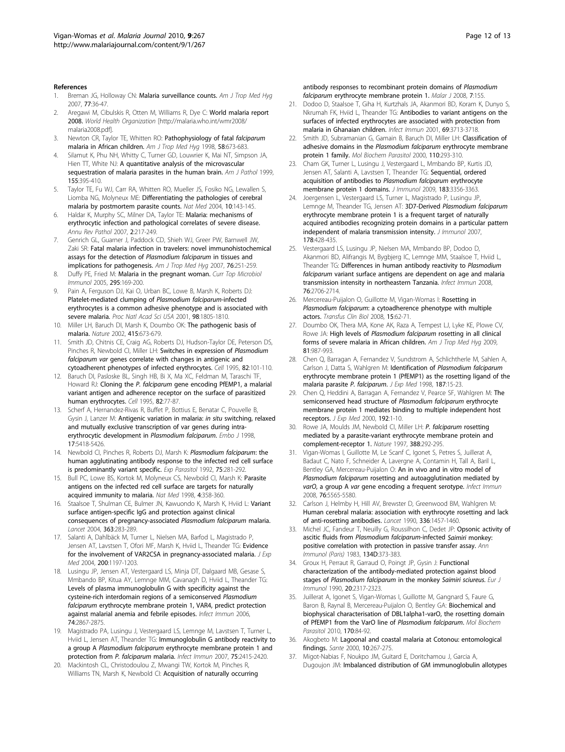## References

1. Breman JG, Holloway CN: **Malaria surveillance counts.** *Am J Trop Med Hyg* 2007, **77**:36-47.
2. Aregawi M, Cibulskis R, Otten M, Williams R, Dye C: **World malaria report 2008.** *World Health Organization* [http://malaria.who.int/wmr2008/malaria2008.pdf].
3. Newton CR, Taylor TE, Whitten RO: **Pathophysiology of fatal *falciparum* malaria in African children.** *Am J Trop Med Hyg* 1998, **58**:673-683.
4. Silamut K, Phu NH, Whitty C, Turner GD, Louwrier K, Mai NT, Simpson JA, Hien TT, White NJ: **A quantitative analysis of the microvascular sequestration of malaria parasites in the human brain.** *Am J Pathol* 1999, **155**:395-410.
5. Taylor TE, Fu WJ, Carr RA, Whitten RO, Mueller JS, Fosiko NG, Lewallen S, Liomba NG, Molyneux ME: **Differentiating the pathologies of cerebral malaria by postmortem parasite counts.** *Nat Med* 2004, **10**:143-145.
6. Haldar K, Murphy SC, Milner DA, Taylor TE: **Malaria: mechanisms of erythrocytic infection and pathological correlates of severe disease.** *Annu Rev Pathol* 2007, **2**:217-249.
7. Genrich GL, Guarner J, Paddock CD, Shieh WJ, Greer PW, Barnwell JW, Zaki SR: **Fatal malaria infection in travelers: novel immunohistochemical assays for the detection of *Plasmodium falciparum* in tissues and implications for pathogenesis.** *Am J Trop Med Hyg* 2007, **76**:251-259.
8. Duffy PE, Fried M: **Malaria in the pregnant woman.** *Curr Top Microbiol Immunol* 2005, **295**:169-200.
9. Pain A, Ferguson DJ, Kai O, Urban BC, Lowe B, Marsh K, Roberts DJ: **Platelet-mediated clumping of *Plasmodium falciparum*-infected erythrocytes is a common adhesive phenotype and is associated with severe malaria.** *Proc Natl Acad Sci USA* 2001, **98**:1805-1810.
10. Miller LH, Baruch DI, Marsh K, Doumbo OK: **The pathogenic basis of malaria.** *Nature* 2002, **415**:673-679.
11. Smith JD, Chitnis CE, Craig AG, Roberts DJ, Hudson-Taylor DE, Peterson DS, Pinches R, Newbold CI, Miller LH: **Switches in expression of *Plasmodium falciparum var* genes correlate with changes in antigenic and cytoadherent phenotypes of infected erythrocytes.** *Cell* 1995, **82**:101-110.
12. Baruch DI, Pasloske BL, Singh HB, Bi X, Ma XC, Feldman M, Taraschi TF, Howard RJ: **Cloning the *P. falciparum* gene encoding PfEMP1, a malarial variant antigen and adherence receptor on the surface of parasitized human erythrocytes.** *Cell* 1995, **82**:77-87.
13. Scherf A, Hernandez-Rivas R, Buffet P, Bottius E, Benatar C, Pouvelle B, Gysin J, Lanzer M: **Antigenic variation in malaria: *in situ* switching, relaxed and mutually exclusive transcription of var genes during intra-erythrocytic development in *Plasmodium falciparum*.** *Embo J* 1998, **17**:5418-5426.
14. Newbold CI, Pinches R, Roberts DJ, Marsh K: ***Plasmodium falciparum*: the human agglutinating antibody response to the infected red cell surface is predominantly variant specific.** *Exp Parasitol* 1992, **75**:281-292.
15. Bull PC, Lowe BS, Kortok M, Molyneux CS, Newbold CI, Marsh K: **Parasite antigens on the infected red cell surface are targets for naturally acquired immunity to malaria.** *Nat Med* 1998, **4**:358-360.
16. Staalsoe T, Shulman CE, Bulmer JN, Kawuondo K, Marsh K, Hviid L: **Variant surface antigen-specific IgG and protection against clinical consequences of pregnancy-associated *Plasmodium falciparum* malaria.** *Lancet* 2004, **363**:283-289.
17. Salanti A, Dahlbäck M, Turner L, Nielsen MA, Barfod L, Magistrado P, Jensen AT, Lavstsen T, Ofori MF, Marsh K, Hviid L, Theander TG: **Evidence for the involvement of VAR2CSA in pregnancy-associated malaria.** *J Exp Med* 2004, **200**:1197-1203.
18. Lusingu JP, Jensen AT, Vestergaard LS, Minja DT, Dalgaard MB, Gesase S, Mmbando BP, Kitua AY, Lemnge MM, Cavanagh D, Hviid L, Theander TG: **Levels of plasma immunoglobulin G with specificity against the cysteine-rich interdomain regions of a semiconserved *Plasmodium falciparum* erythrocyte membrane protein 1, VAR4, predict protection against malarial anemia and febrile episodes.** *Infect Immun* 2006, **74**:2867-2875.
19. Magistrado PA, Lusingu J, Vestergaard LS, Lemnge M, Lavstsen T, Turner L, Hviid L, Jensen AT, Theander TG: **Immunoglobulin G antibody reactivity to a group A *Plasmodium falciparum* erythrocyte membrane protein 1 and protection from *P. falciparum* malaria.** *Infect Immun* 2007, **75**:2415-2420.
20. Mackintosh CL, Christodoulou Z, Mwangi TW, Kortok M, Pinches R, Williams TN, Marsh K, Newbold CI: **Acquisition of naturally occurring antibody responses to recombinant protein domains of *Plasmodium falciparum* erythrocyte membrane protein 1.** *Malar J* 2008, **7**:155.
21. Dodoo D, Staalsoe T, Giha H, Kurtzhals JA, Akanmori BD, Koram K, Dunyo S, Nkrumah FK, Hviid L, Theander TG: **Antibodies to variant antigens on the surfaces of infected erythrocytes are associated with protection from malaria in Ghanaian children.** *Infect Immun* 2001, **69**:3713-3718.
22. Smith JD, Subramanian G, Gamain B, Baruch DI, Miller LH: **Classification of adhesive domains in the *Plasmodium falciparum* erythrocyte membrane protein 1 family.** *Mol Biochem Parasitol* 2000, **110**:293-310.
23. Cham GK, Turner L, Lusingu J, Vestergaard L, Mmbando BP, Kurtis JD, Jensen AT, Salanti A, Lavstsen T, Theander TG: **Sequential, ordered acquisition of antibodies to *Plasmodium falciparum* erythrocyte membrane protein 1 domains.** *J Immunol* 2009, **183**:3356-3363.
24. Joergensen L, Vestergaard LS, Turner L, Magistrado P, Lusingu JP, Lemnge M, Theander TG, Jensen AT: **3D7-Derived *Plasmodium falciparum* erythrocyte membrane protein 1 is a frequent target of naturally acquired antibodies recognizing protein domains in a particular pattern independent of malaria transmission intensity.** *J Immunol* 2007, **178**:428-435.
25. Vestergaard LS, Lusingu JP, Nielsen MA, Mmbando BP, Dodoo D, Akanmori BD, Alifrangis M, Bygbjerg IC, Lemnge MM, Staalsoe T, Hviid L, Theander TG: **Differences in human antibody reactivity to *Plasmodium falciparum* variant surface antigens are dependent on age and malaria transmission intensity in northeastern Tanzania.** *Infect Immun* 2008, **76**:2706-2714.
26. Mercereau-Puijalon O, Guillotte M, Vigan-Womas I: **Rosetting in *Plasmodium falciparum*: a cytoadherence phenotype with multiple actors.** *Transfus Clin Biol* 2008, **15**:62-71.
27. Doumbo OK, Thera MA, Kone AK, Raza A, Tempest LJ, Lyke KE, Plowe CV, Rowe JA: **High levels of *Plasmodium falciparum* rosetting in all clinical forms of severe malaria in African children.** *Am J Trop Med Hyg* 2009, **81**:987-993.
28. Chen Q, Barragan A, Fernandez V, Sundstrom A, Schlichtherle M, Sahlen A, Carlson J, Datta S, Wahlgren M: **Identification of *Plasmodium falciparum* erythrocyte membrane protein 1 (PfEMP1) as the rosetting ligand of the malaria parasite *P. falciparum*.** *J Exp Med* 1998, **187**:15-23.
29. Chen Q, Heddini A, Barragan A, Fernandez V, Pearce SF, Wahlgren M: **The semiconserved head structure of *Plasmodium falciparum* erythrocyte membrane protein 1 mediates binding to multiple independent host receptors.** *J Exp Med* 2000, **192**:1-10.
30. Rowe JA, Moulds JM, Newbold CI, Miller LH: ***P. falciparum* rosetting mediated by a parasite-variant erythrocyte membrane protein and complement-receptor 1.** *Nature* 1997, **388**:292-295.
31. Vigan-Womas I, Guillotte M, Le Scanf C, Igonet S, Petres S, Juillerat A, Badaut C, Nato F, Schneider A, Lavergne A, Contamin H, Tall A, Baril L, Bentley GA, Mercereau-Puijalon O: **An in vivo and in vitro model of *Plasmodium falciparum* rosetting and autoagglutination mediated by *varO*, a group A *var* gene encoding a frequent serotype.** *Infect Immun* 2008, **76**:5565-5580.
32. Carlson J, Helmby H, Hill AV, Brewster D, Greenwood BM, Wahlgren M: **Human cerebral malaria: association with erythrocyte rosetting and lack of anti-rosetting antibodies.** *Lancet* 1990, **336**:1457-1460.
33. Michel JC, Fandeur T, Neuilly G, Roussilhon C, Dedet JP: **Opsonic activity of ascitic fluids from *Plasmodium falciparum*-infected *Saimiri* monkey: positive correlation with protection in passive transfer assay.** *Ann Immunol (Paris)* 1983, **134D**:373-383.
34. Groux H, Perraut R, Garraud O, Poingt JP, Gysin J: **Functional characterization of the antibody-mediated protection against blood stages of *Plasmodium falciparum* in the monkey *Saimiri sciureus*.** *Eur J Immunol* 1990, **20**:2317-2323.
35. Juillerat A, Igonet S, Vigan-Womas I, Guillotte M, Gangnard S, Faure G, Baron B, Raynal B, Mercereau-Puijalon O, Bentley GA: **Biochemical and biophysical characterisation of DBL1alpha1-varO, the rosetting domain of PfEMP1 from the VarO line of *Plasmodium falciparum*.** *Mol Biochem Parasitol* 2010, **170**:84-92.
36. Akogbeto M: **Lagoonal and coastal malaria at Cotonou: entomological findings.** *Sante* 2000, **10**:267-275.
37. Migot-Nabias F, Noukpo JM, Guitard E, Doritchamou J, Garcia A, Dugoujon JM: **Imbalanced distribution of GM immunoglobulin allotypes**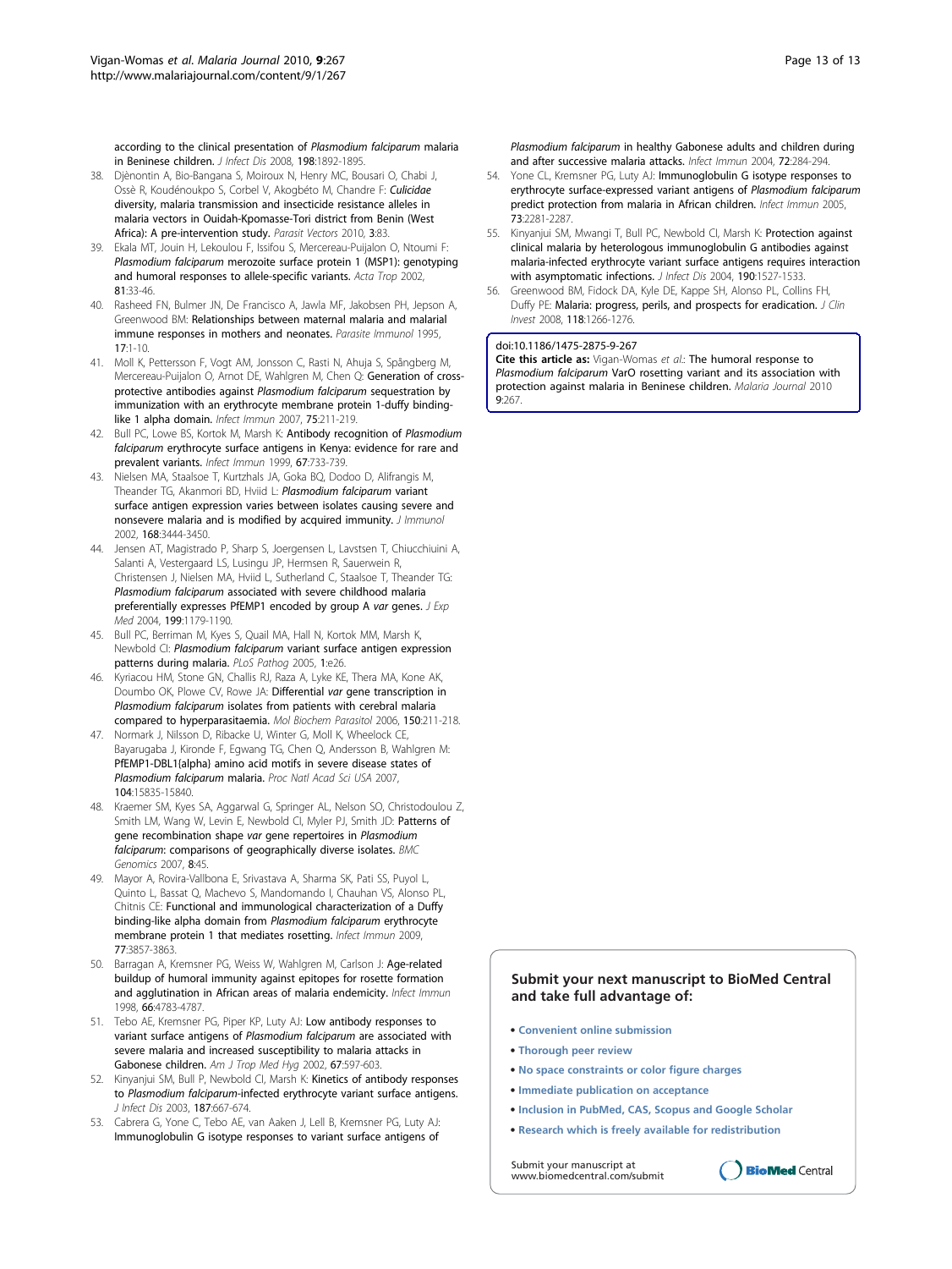according to the clinical presentation of *Plasmodium falciparum* malaria in Beninese children. *J Infect Dis* 2008, **198**:1892-1895.

38. Djènontin A, Bio-Bangana S, Moiroux N, Henry MC, Bousari O, Chabi J, Ossè R, Koudénoukpo S, Corbel V, Akogbéto M, Chandre F: *Culicidae* diversity, malaria transmission and insecticide resistance alleles in malaria vectors in Ouidah-Kpomasse-Tori district from Benin (West Africa): A pre-intervention study. *Parasit Vectors* 2010, **3**:83.
39. Ekala MT, Jouin H, Lekoulou F, Issifou S, Mercereau-Puijalon O, Ntoumi F: *Plasmodium falciparum* merozoite surface protein 1 (MSP1): genotyping and humoral responses to allele-specific variants. *Acta Trop* 2002, **81**:33-46.
40. Rasheed FN, Bulmer JN, De Francisco A, Jawla MF, Jakobsen PH, Jepson A, Greenwood BM: Relationships between maternal malaria and malarial immune responses in mothers and neonates. *Parasite Immunol* 1995, **17**:1-10.
41. Moll K, Pettersson F, Vogt AM, Jonsson C, Rasti N, Ahuja S, Spångberg M, Mercereau-Puijalon O, Arnot DE, Wahlgren M, Chen Q: Generation of cross-protective antibodies against *Plasmodium falciparum* sequestration by immunization with an erythrocyte membrane protein 1-duffy binding-like 1 alpha domain. *Infect Immun* 2007, **75**:211-219.
42. Bull PC, Lowe BS, Kortok M, Marsh K: Antibody recognition of *Plasmodium falciparum* erythrocyte surface antigens in Kenya: evidence for rare and prevalent variants. *Infect Immun* 1999, **67**:733-739.
43. Nielsen MA, Staalsoe T, Kurtzhals JA, Goka BQ, Dodoo D, Alifrangis M, Theander TG, Akanmori BD, Hviid L: *Plasmodium falciparum* variant surface antigen expression varies between isolates causing severe and nonsevere malaria and is modified by acquired immunity. *J Immunol* 2002, **168**:3444-3450.
44. Jensen AT, Magistrado P, Sharp S, Joergensen L, Lavstsen T, Chiucchiuini A, Salanti A, Vestergaard LS, Lusingu JP, Hermsen R, Sauerwein R, Christensen J, Nielsen MA, Hviid L, Sutherland C, Staalsoe T, Theander TG: *Plasmodium falciparum* associated with severe childhood malaria preferentially expresses PfEMP1 encoded by group A *var* genes. *J Exp Med* 2004, **199**:1179-1190.
45. Bull PC, Berriman M, Kyes S, Quail MA, Hall N, Kortok MM, Marsh K, Newbold CI: *Plasmodium falciparum* variant surface antigen expression patterns during malaria. *PLoS Pathog* 2005, **1**:e26.
46. Kyriacou HM, Stone GN, Challis RJ, Raza A, Lyke KE, Thera MA, Kone AK, Doumbo OK, Plowe CV, Rowe JA: Differential *var* gene transcription in *Plasmodium falciparum* isolates from patients with cerebral malaria compared to hyperparasitaemia. *Mol Biochem Parasitol* 2006, **150**:211-218.
47. Normark J, Nilsson D, Ribacke U, Winter G, Moll K, Wheelock CE, Bayarugaba J, Kironde F, Egwang TG, Chen Q, Andersson B, Wahlgren M: PfEMP1-DBL1{alpha} amino acid motifs in severe disease states of *Plasmodium falciparum* malaria. *Proc Natl Acad Sci USA* 2007, **104**:15835-15840.
48. Kraemer SM, Kyes SA, Aggarwal G, Springer AL, Nelson SO, Christodoulou Z, Smith LM, Wang W, Levin E, Newbold CI, Myler PJ, Smith JD: Patterns of gene recombination shape *var* gene repertoires in *Plasmodium falciparum*: comparisons of geographically diverse isolates. *BMC Genomics* 2007, **8**:45.
49. Mayor A, Rovira-Vallbona E, Srivastava A, Sharma SK, Pati SS, Puyol L, Quinto L, Bassat Q, Machevo S, Mandomando I, Chauhan VS, Alonso PL, Chitnis CE: Functional and immunological characterization of a Duffy binding-like alpha domain from *Plasmodium falciparum* erythrocyte membrane protein 1 that mediates rosetting. *Infect Immun* 2009, **77**:3857-3863.
50. Barragan A, Kremsner PG, Weiss W, Wahlgren M, Carlson J: Age-related buildup of humoral immunity against epitopes for rosette formation and agglutination in African areas of malaria endemicity. *Infect Immun* 1998, **66**:4783-4787.
51. Tebo AE, Kremsner PG, Piper KP, Luty AJ: Low antibody responses to variant surface antigens of *Plasmodium falciparum* are associated with severe malaria and increased susceptibility to malaria attacks in Gabonese children. *Am J Trop Med Hyg* 2002, **67**:597-603.
52. Kinyanjui SM, Bull P, Newbold CI, Marsh K: Kinetics of antibody responses to *Plasmodium falciparum*-infected erythrocyte variant surface antigens. *J Infect Dis* 2003, **187**:667-674.
53. Cabrera G, Yone C, Tebo AE, van Aaken J, Lell B, Kremsner PG, Luty AJ: Immunoglobulin G isotype responses to variant surface antigens of *Plasmodium falciparum* in healthy Gabonese adults and children during and after successive malaria attacks. *Infect Immun* 2004, **72**:284-294.
54. Yone CL, Kremsner PG, Luty AJ: Immunoglobulin G isotype responses to erythrocyte surface-expressed variant antigens of *Plasmodium falciparum* predict protection from malaria in African children. *Infect Immun* 2005, **73**:2281-2287.
55. Kinyanjui SM, Mwangi T, Bull PC, Newbold CI, Marsh K: Protection against clinical malaria by heterologous immunoglobulin G antibodies against malaria-infected erythrocyte variant surface antigens requires interaction with asymptomatic infections. *J Infect Dis* 2004, **190**:1527-1533.
56. Greenwood BM, Fidock DA, Kyle DE, Kappe SH, Alonso PL, Collins FH, Duffy PE: Malaria: progress, perils, and prospects for eradication. *J Clin Invest* 2008, **118**:1266-1276.

doi:10.1186/1475-2875-9-267

**Cite this article as:** Vigan-Womas *et al.*: The humoral response to *Plasmodium falciparum* VarO rosetting variant and its association with protection against malaria in Beninese children. *Malaria Journal* 2010 **9**:267.

**Submit your next manuscript to BioMed Central and take full advantage of:**

- Convenient online submission
- Thorough peer review
- No space constraints or color figure charges
- Immediate publication on acceptance
- Inclusion in PubMed, CAS, Scopus and Google Scholar
- Research which is freely available for redistribution

Submit your manuscript at
www.biomedcentral.com/submit

BioMed Central